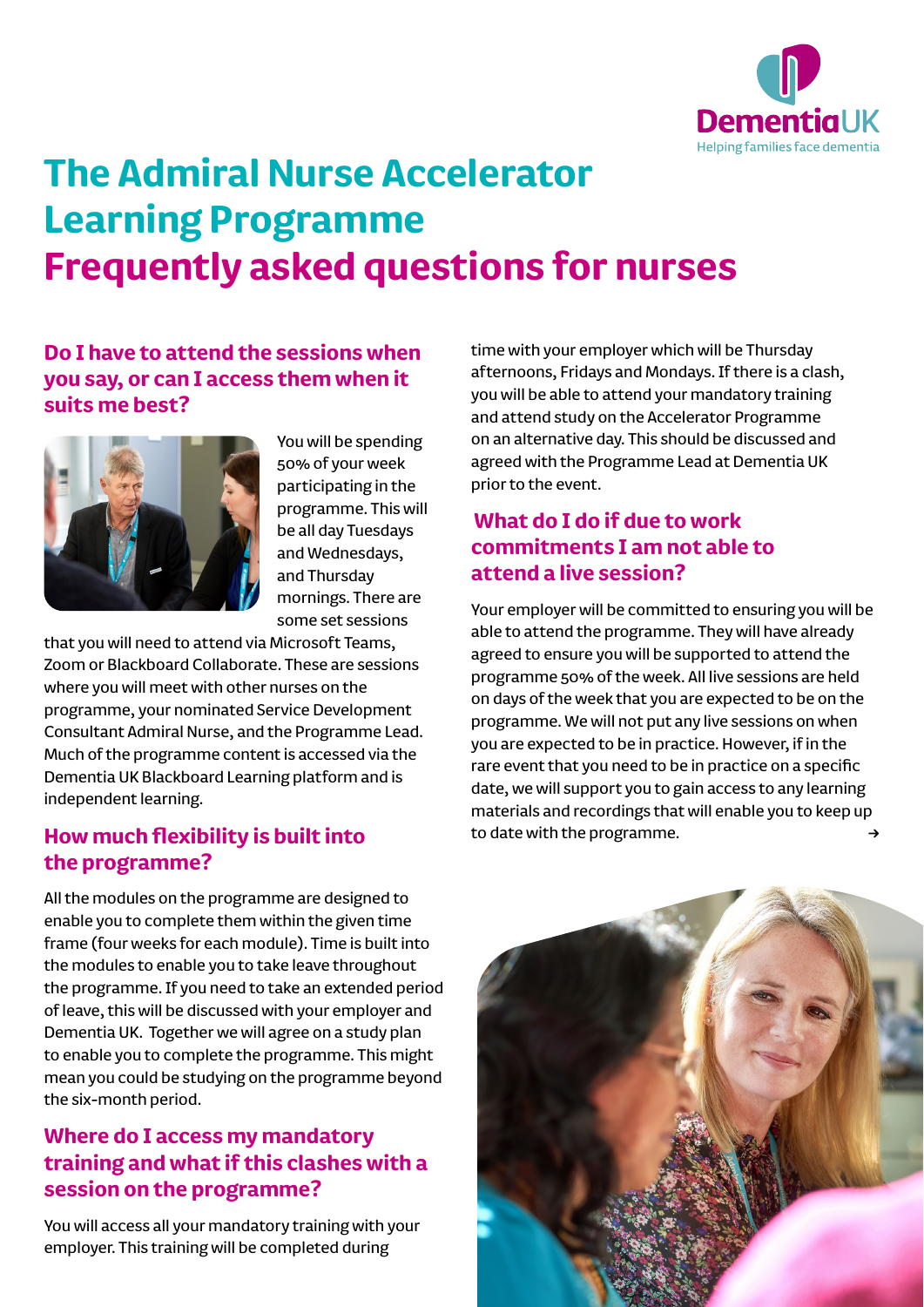# The Admiral Nurse Accelerator Learning Programme

# Frequently asked questions for nurses

## Do I have to attend the sessions when you say, or can I access them when it suits me best?

You will be spending 50% of your week participating in the programme. This will be all day Tuesdays and Wednesdays, and Thursday mornings. There are some set sessions that you will need to attend via Microsoft Teams, Zoom or Blackboard Collaborate. These are sessions where you will meet with other nurses on the programme, your nominated Service Development Consultant Admiral Nurse, and the Programme Lead. Much of the programme content is accessed via the Dementia UK Blackboard Learning platform and is independent learning.

## How much flexibility is built into the programme?

All the modules on the programme are designed to enable you to complete them within the given time frame (four weeks for each module). Time is built into the modules to enable you to take leave throughout the programme. If you need to take an extended period of leave, this will be discussed with your employer and Dementia UK. Together we will agree on a study plan to enable you to complete the programme. This might mean you could be studying on the programme beyond the six-month period.

## Where do I access my mandatory training and what if this clashes with a session on the programme?

You will access all your mandatory training with your employer. This training will be completed during time with your employer which will be Thursday afternoons, Fridays and Mondays. If there is a clash, you will be able to attend your mandatory training and attend study on the Accelerator Programme on an alternative day. This should be discussed and agreed with the Programme Lead at Dementia UK prior to the event.

## What do I do if due to work commitments I am not able to attend a live session?

Your employer will be committed to ensuring you will be able to attend the programme. They will have already agreed to ensure you will be supported to attend the programme 50% of the week. All live sessions are held on days of the week that you are expected to be on the programme. We will not put any live sessions on when you are expected to be in practice. However, if in the rare event that you need to be in practice on a specific date, we will support you to gain access to any learning materials and recordings that will enable you to keep up to date with the programme.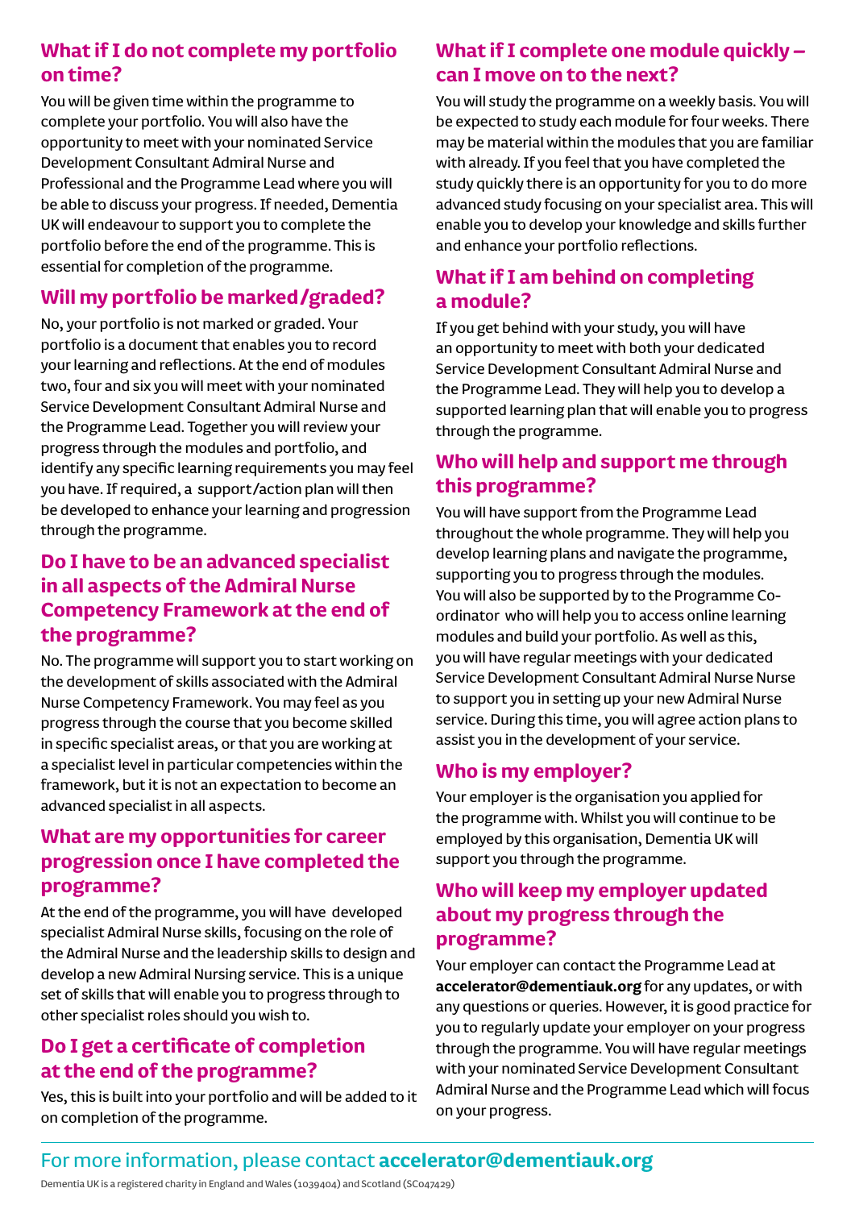## What if I do not complete my portfolio on time?

You will be given time within the programme to complete your portfolio. You will also have the opportunity to meet with your nominated Service Development Consultant Admiral Nurse and Professional and the Programme Lead where you will be able to discuss your progress. If needed, Dementia UK will endeavour to support you to complete the portfolio before the end of the programme. This is essential for completion of the programme.

## Will my portfolio be marked/graded?

No, your portfolio is not marked or graded. Your portfolio is a document that enables you to record your learning and reflections. At the end of modules two, four and six you will meet with your nominated Service Development Consultant Admiral Nurse and the Programme Lead. Together you will review your progress through the modules and portfolio, and identify any specific learning requirements you may feel you have. If required, a support/action plan will then be developed to enhance your learning and progression through the programme.

## Do I have to be an advanced specialist in all aspects of the Admiral Nurse Competency Framework at the end of the programme?

No. The programme will support you to start working on the development of skills associated with the Admiral Nurse Competency Framework. You may feel as you progress through the course that you become skilled in specific specialist areas, or that you are working at a specialist level in particular competencies within the framework, but it is not an expectation to become an advanced specialist in all aspects.

## What are my opportunities for career progression once I have completed the programme?

At the end of the programme, you will have developed specialist Admiral Nurse skills, focusing on the role of the Admiral Nurse and the leadership skills to design and develop a new Admiral Nursing service. This is a unique set of skills that will enable you to progress through to other specialist roles should you wish to.

## Do I get a certificate of completion at the end of the programme?

Yes, this is built into your portfolio and will be added to it on completion of the programme.

## What if I complete one module quickly – can I move on to the next?

You will study the programme on a weekly basis. You will be expected to study each module for four weeks. There may be material within the modules that you are familiar with already. If you feel that you have completed the study quickly there is an opportunity for you to do more advanced study focusing on your specialist area. This will enable you to develop your knowledge and skills further and enhance your portfolio reflections.

## What if I am behind on completing a module?

If you get behind with your study, you will have an opportunity to meet with both your dedicated Service Development Consultant Admiral Nurse and the Programme Lead. They will help you to develop a supported learning plan that will enable you to progress through the programme.

## Who will help and support me through this programme?

You will have support from the Programme Lead throughout the whole programme. They will help you develop learning plans and navigate the programme, supporting you to progress through the modules. You will also be supported by to the Programme Co-ordinator who will help you to access online learning modules and build your portfolio. As well as this, you will have regular meetings with your dedicated Service Development Consultant Admiral Nurse Nurse to support you in setting up your new Admiral Nurse service. During this time, you will agree action plans to assist you in the development of your service.

## Who is my employer?

Your employer is the organisation you applied for the programme with. Whilst you will continue to be employed by this organisation, Dementia UK will support you through the programme.

## Who will keep my employer updated about my progress through the programme?

Your employer can contact the Programme Lead at **accelerator@dementiauk.org** for any updates, or with any questions or queries. However, it is good practice for you to regularly update your employer on your progress through the programme. You will have regular meetings with your nominated Service Development Consultant Admiral Nurse and the Programme Lead which will focus on your progress.

For more information, please contact **accelerator@dementiauk.org**

Dementia UK is a registered charity in England and Wales (1039404) and Scotland (SC047429)